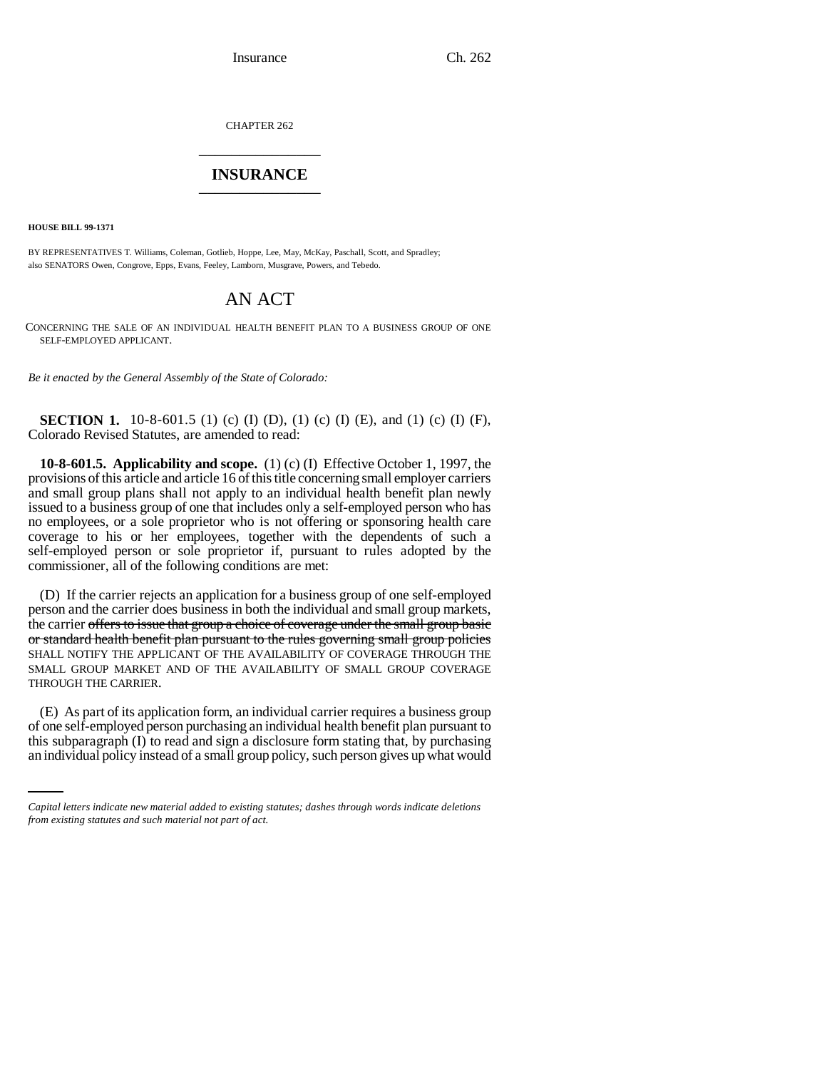CHAPTER 262

# INSURANCE

**HOUSE BILL 99-1371**

BY REPRESENTATIVES T. Williams, Coleman, Gotlieb, Hoppe, Lee, May, McKay, Paschall, Scott, and Spradley;
also SENATORS Owen, Congrove, Epps, Evans, Feeley, Lamborn, Musgrave, Powers, and Tebedo.

## AN ACT

CONCERNING THE SALE OF AN INDIVIDUAL HEALTH BENEFIT PLAN TO A BUSINESS GROUP OF ONE SELF-EMPLOYED APPLICANT.

*Be it enacted by the General Assembly of the State of Colorado:*

**SECTION 1.** 10-8-601.5 (1) (c) (I) (D), (1) (c) (I) (E), and (1) (c) (I) (F), Colorado Revised Statutes, are amended to read:

**10-8-601.5. Applicability and scope.** (1) (c) (I) Effective October 1, 1997, the provisions of this article and article 16 of this title concerning small employer carriers and small group plans shall not apply to an individual health benefit plan newly issued to a business group of one that includes only a self-employed person who has no employees, or a sole proprietor who is not offering or sponsoring health care coverage to his or her employees, together with the dependents of such a self-employed person or sole proprietor if, pursuant to rules adopted by the commissioner, all of the following conditions are met:

(D) If the carrier rejects an application for a business group of one self-employed person and the carrier does business in both the individual and small group markets, the carrier ~~offers to issue that group a choice of coverage under the small group basic or standard health benefit plan pursuant to the rules governing small group policies~~ SHALL NOTIFY THE APPLICANT OF THE AVAILABILITY OF COVERAGE THROUGH THE SMALL GROUP MARKET AND OF THE AVAILABILITY OF SMALL GROUP COVERAGE THROUGH THE CARRIER.

(E) As part of its application form, an individual carrier requires a business group of one self-employed person purchasing an individual health benefit plan pursuant to this subparagraph (I) to read and sign a disclosure form stating that, by purchasing an individual policy instead of a small group policy, such person gives up what would

*Capital letters indicate new material added to existing statutes; dashes through words indicate deletions from existing statutes and such material not part of act.*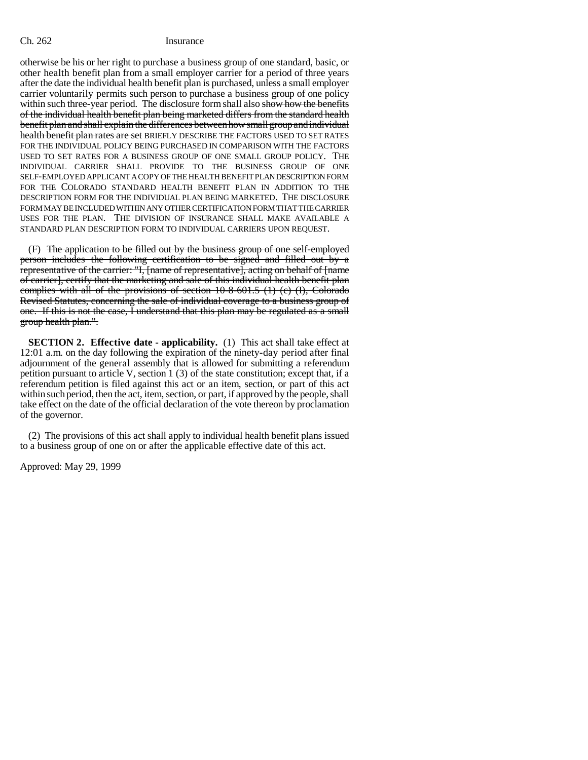otherwise be his or her right to purchase a business group of one standard, basic, or other health benefit plan from a small employer carrier for a period of three years after the date the individual health benefit plan is purchased, unless a small employer carrier voluntarily permits such person to purchase a business group of one policy within such three-year period. The disclosure form shall also ~~show how the benefits of the individual health benefit plan being marketed differs from the standard health benefit plan and shall explain the differences between how small group and individual health benefit plan rates are set~~ BRIEFLY DESCRIBE THE FACTORS USED TO SET RATES FOR THE INDIVIDUAL POLICY BEING PURCHASED IN COMPARISON WITH THE FACTORS USED TO SET RATES FOR A BUSINESS GROUP OF ONE SMALL GROUP POLICY. THE INDIVIDUAL CARRIER SHALL PROVIDE TO THE BUSINESS GROUP OF ONE SELF-EMPLOYED APPLICANT A COPY OF THE HEALTH BENEFIT PLAN DESCRIPTION FORM FOR THE COLORADO STANDARD HEALTH BENEFIT PLAN IN ADDITION TO THE DESCRIPTION FORM FOR THE INDIVIDUAL PLAN BEING MARKETED. THE DISCLOSURE FORM MAY BE INCLUDED WITHIN ANY OTHER CERTIFICATION FORM THAT THE CARRIER USES FOR THE PLAN. THE DIVISION OF INSURANCE SHALL MAKE AVAILABLE A STANDARD PLAN DESCRIPTION FORM TO INDIVIDUAL CARRIERS UPON REQUEST.

(F) ~~The application to be filled out by the business group of one self-employed person includes the following certification to be signed and filled out by a representative of the carrier: "I, [name of representative], acting on behalf of [name of carrier], certify that the marketing and sale of this individual health benefit plan complies with all of the provisions of section 10-8-601.5 (1) (c) (I), Colorado Revised Statutes, concerning the sale of individual coverage to a business group of one. If this is not the case, I understand that this plan may be regulated as a small group health plan.".~~

**SECTION 2. Effective date - applicability.** (1) This act shall take effect at 12:01 a.m. on the day following the expiration of the ninety-day period after final adjournment of the general assembly that is allowed for submitting a referendum petition pursuant to article V, section 1 (3) of the state constitution; except that, if a referendum petition is filed against this act or an item, section, or part of this act within such period, then the act, item, section, or part, if approved by the people, shall take effect on the date of the official declaration of the vote thereon by proclamation of the governor.

(2) The provisions of this act shall apply to individual health benefit plans issued to a business group of one on or after the applicable effective date of this act.

Approved: May 29, 1999